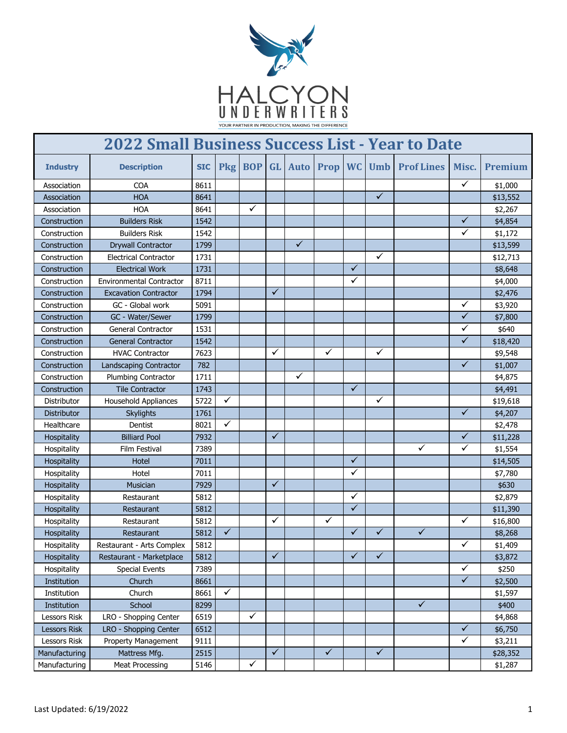HALCYON UNDERWRITERS

YOUR PARTNER IN PRODUCTION, MAKING THE DIFFERENCE

# 2022 Small Business Success List - Year to Date

| Industry | Description | SIC | Pkg | BOP | GL | Auto | Prop | WC | Umb | Prof Lines | Misc. | Premium |
|---|---|---|---|---|---|---|---|---|---|---|---|---|
| Association | COA | 8611 | | | | | | | | | ✓ | $1,000 |
| Association | HOA | 8641 | | | | | | | ✓ | | | $13,552 |
| Association | HOA | 8641 | | ✓ | | | | | | | | $2,267 |
| Construction | Builders Risk | 1542 | | | | | | | | | ✓ | $4,854 |
| Construction | Builders Risk | 1542 | | | | | | | | | ✓ | $1,172 |
| Construction | Drywall Contractor | 1799 | | | | ✓ | | | | | | $13,599 |
| Construction | Electrical Contractor | 1731 | | | | | | | ✓ | | | $12,713 |
| Construction | Electrical Work | 1731 | | | | | | ✓ | | | | $8,648 |
| Construction | Environmental Contractor | 8711 | | | | | | ✓ | | | | $4,000 |
| Construction | Excavation Contractor | 1794 | | | ✓ | | | | | | | $2,476 |
| Construction | GC - Global work | 5091 | | | | | | | | | ✓ | $3,920 |
| Construction | GC - Water/Sewer | 1799 | | | | | | | | | ✓ | $7,800 |
| Construction | General Contractor | 1531 | | | | | | | | | ✓ | $640 |
| Construction | General Contractor | 1542 | | | | | | | | | ✓ | $18,420 |
| Construction | HVAC Contractor | 7623 | | | ✓ | | ✓ | | ✓ | | | $9,548 |
| Construction | Landscaping Contractor | 782 | | | | | | | | | ✓ | $1,007 |
| Construction | Plumbing Contractor | 1711 | | | | ✓ | | | | | | $4,875 |
| Construction | Tile Contractor | 1743 | | | | | | ✓ | | | | $4,491 |
| Distributor | Household Appliances | 5722 | ✓ | | | | | | ✓ | | | $19,618 |
| Distributor | Skylights | 1761 | | | | | | | | | ✓ | $4,207 |
| Healthcare | Dentist | 8021 | ✓ | | | | | | | | | $2,478 |
| Hospitality | Billiard Pool | 7932 | | | ✓ | | | | | | ✓ | $11,228 |
| Hospitality | Film Festival | 7389 | | | | | | | | ✓ | ✓ | $1,554 |
| Hospitality | Hotel | 7011 | | | | | | ✓ | | | | $14,505 |
| Hospitality | Hotel | 7011 | | | | | | ✓ | | | | $7,780 |
| Hospitality | Musician | 7929 | | | ✓ | | | | | | | $630 |
| Hospitality | Restaurant | 5812 | | | | | | ✓ | | | | $2,879 |
| Hospitality | Restaurant | 5812 | | | | | | ✓ | | | | $11,390 |
| Hospitality | Restaurant | 5812 | | | ✓ | | ✓ | | | | ✓ | $16,800 |
| Hospitality | Restaurant | 5812 | ✓ | | | | | ✓ | ✓ | ✓ | | $8,268 |
| Hospitality | Restaurant - Arts Complex | 5812 | | | | | | | | | ✓ | $1,409 |
| Hospitality | Restaurant - Marketplace | 5812 | | | ✓ | | | ✓ | ✓ | | | $3,872 |
| Hospitality | Special Events | 7389 | | | | | | | | | ✓ | $250 |
| Institution | Church | 8661 | | | | | | | | | ✓ | $2,500 |
| Institution | Church | 8661 | ✓ | | | | | | | | | $1,597 |
| Institution | School | 8299 | | | | | | | | ✓ | | $400 |
| Lessors Risk | LRO - Shopping Center | 6519 | | ✓ | | | | | | | | $4,868 |
| Lessors Risk | LRO - Shopping Center | 6512 | | | | | | | | | ✓ | $6,750 |
| Lessors Risk | Property Management | 9111 | | | | | | | | | ✓ | $3,211 |
| Manufacturing | Mattress Mfg. | 2515 | | | ✓ | | ✓ | | ✓ | | | $28,352 |
| Manufacturing | Meat Processing | 5146 | | ✓ | | | | | | | | $1,287 |

Last Updated: 6/19/2022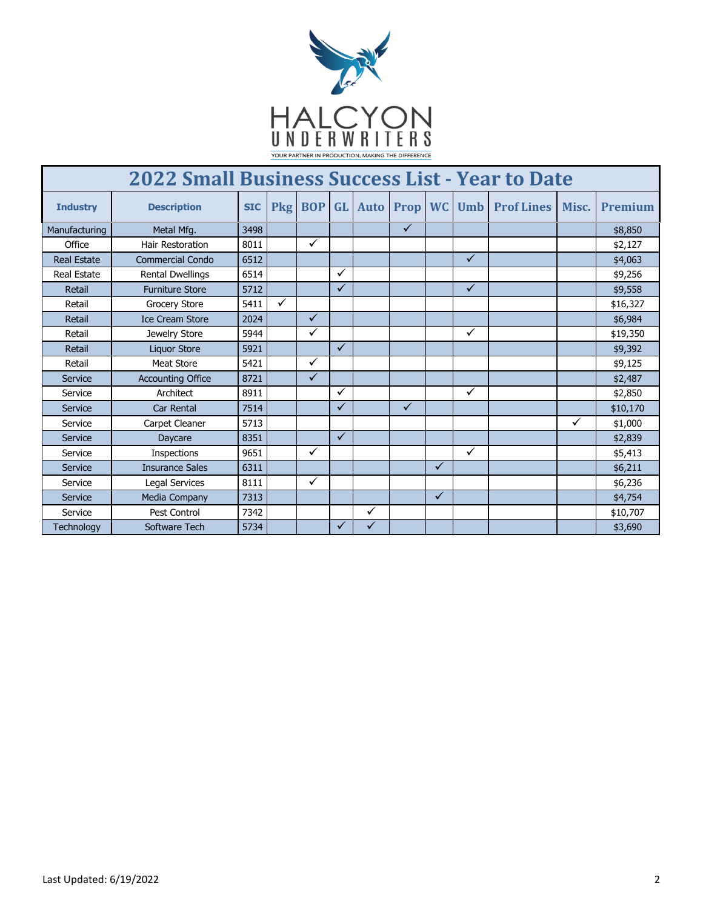HALCYON UNDERWRITERS

YOUR PARTNER IN PRODUCTION, MAKING THE DIFFERENCE

# 2022 Small Business Success List - Year to Date

| Industry | Description | SIC | Pkg | BOP | GL | Auto | Prop | WC | Umb | Prof Lines | Misc. | Premium |
|---|---|---|---|---|---|---|---|---|---|---|---|---|
| Manufacturing | Metal Mfg. | 3498 | | | | | ✓ | | | | | $8,850 |
| Office | Hair Restoration | 8011 | | ✓ | | | | | | | | $2,127 |
| Real Estate | Commercial Condo | 6512 | | | | | | | ✓ | | | $4,063 |
| Real Estate | Rental Dwellings | 6514 | | | ✓ | | | | | | | $9,256 |
| Retail | Furniture Store | 5712 | | | ✓ | | | | ✓ | | | $9,558 |
| Retail | Grocery Store | 5411 | ✓ | | | | | | | | | $16,327 |
| Retail | Ice Cream Store | 2024 | | ✓ | | | | | | | | $6,984 |
| Retail | Jewelry Store | 5944 | | ✓ | | | | | ✓ | | | $19,350 |
| Retail | Liquor Store | 5921 | | | ✓ | | | | | | | $9,392 |
| Retail | Meat Store | 5421 | | ✓ | | | | | | | | $9,125 |
| Service | Accounting Office | 8721 | | ✓ | | | | | | | | $2,487 |
| Service | Architect | 8911 | | | ✓ | | | | ✓ | | | $2,850 |
| Service | Car Rental | 7514 | | | ✓ | | ✓ | | | | | $10,170 |
| Service | Carpet Cleaner | 5713 | | | | | | | | | ✓ | $1,000 |
| Service | Daycare | 8351 | | | ✓ | | | | | | | $2,839 |
| Service | Inspections | 9651 | | ✓ | | | | | ✓ | | | $5,413 |
| Service | Insurance Sales | 6311 | | | | | | ✓ | | | | $6,211 |
| Service | Legal Services | 8111 | | ✓ | | | | | | | | $6,236 |
| Service | Media Company | 7313 | | | | | | ✓ | | | | $4,754 |
| Service | Pest Control | 7342 | | | | ✓ | | | | | | $10,707 |
| Technology | Software Tech | 5734 | | | ✓ | ✓ | | | | | | $3,690 |

Last Updated: 6/19/2022